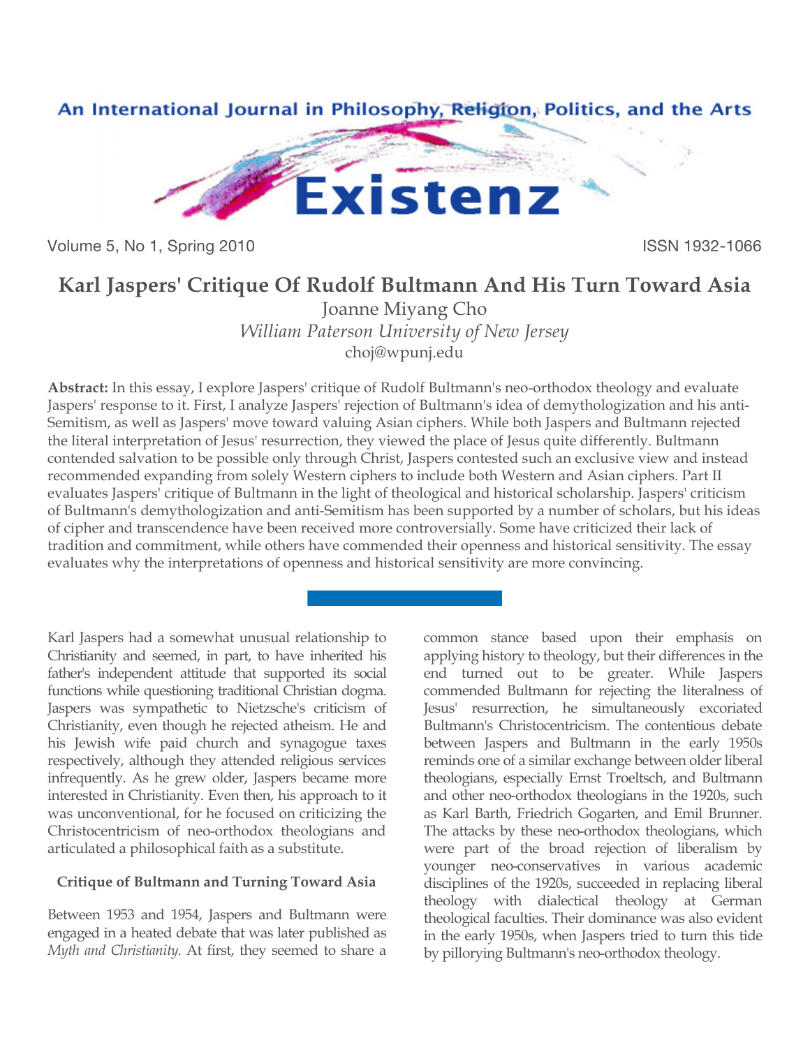# Karl Jaspers' Critique Of Rudolf Bultmann And His Turn Toward Asia

Joanne Miyang Cho
*William Paterson University of New Jersey*
choj@wpunj.edu

**Abstract:** In this essay, I explore Jaspers' critique of Rudolf Bultmann's neo-orthodox theology and evaluate Jaspers' response to it. First, I analyze Jaspers' rejection of Bultmann's idea of demythologization and his anti-Semitism, as well as Jaspers' move toward valuing Asian ciphers. While both Jaspers and Bultmann rejected the literal interpretation of Jesus' resurrection, they viewed the place of Jesus quite differently. Bultmann contended salvation to be possible only through Christ, Jaspers contested such an exclusive view and instead recommended expanding from solely Western ciphers to include both Western and Asian ciphers. Part II evaluates Jaspers' critique of Bultmann in the light of theological and historical scholarship. Jaspers' criticism of Bultmann's demythologization and anti-Semitism has been supported by a number of scholars, but his ideas of cipher and transcendence have been received more controversially. Some have criticized their lack of tradition and commitment, while others have commended their openness and historical sensitivity. The essay evaluates why the interpretations of openness and historical sensitivity are more convincing.

Karl Jaspers had a somewhat unusual relationship to Christianity and seemed, in part, to have inherited his father's independent attitude that supported its social functions while questioning traditional Christian dogma. Jaspers was sympathetic to Nietzsche's criticism of Christianity, even though he rejected atheism. He and his Jewish wife paid church and synagogue taxes respectively, although they attended religious services infrequently. As he grew older, Jaspers became more interested in Christianity. Even then, his approach to it was unconventional, for he focused on criticizing the Christocentricism of neo-orthodox theologians and articulated a philosophical faith as a substitute.

### Critique of Bultmann and Turning Toward Asia

Between 1953 and 1954, Jaspers and Bultmann were engaged in a heated debate that was later published as *Myth and Christianity*. At first, they seemed to share a common stance based upon their emphasis on applying history to theology, but their differences in the end turned out to be greater. While Jaspers commended Bultmann for rejecting the literalness of Jesus' resurrection, he simultaneously excoriated Bultmann's Christocentricism. The contentious debate between Jaspers and Bultmann in the early 1950s reminds one of a similar exchange between older liberal theologians, especially Ernst Troeltsch, and Bultmann and other neo-orthodox theologians in the 1920s, such as Karl Barth, Friedrich Gogarten, and Emil Brunner. The attacks by these neo-orthodox theologians, which were part of the broad rejection of liberalism by younger neo-conservatives in various academic disciplines of the 1920s, succeeded in replacing liberal theology with dialectical theology at German theological faculties. Their dominance was also evident in the early 1950s, when Jaspers tried to turn this tide by pillorying Bultmann's neo-orthodox theology.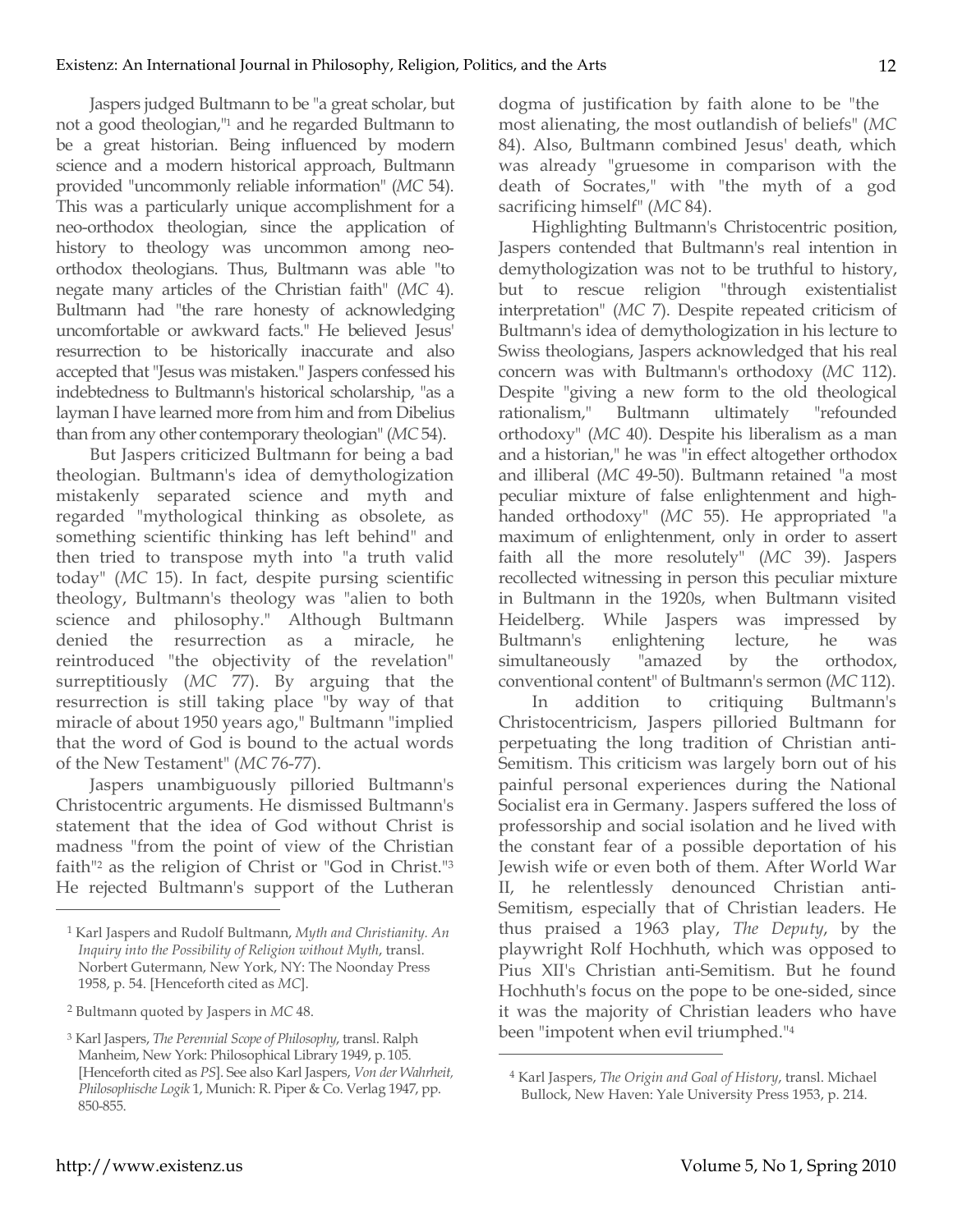Jaspers judged Bultmann to be "a great scholar, but not a good theologian,"[1] and he regarded Bultmann to be a great historian. Being influenced by modern science and a modern historical approach, Bultmann provided "uncommonly reliable information" (*MC* 54). This was a particularly unique accomplishment for a neo-orthodox theologian, since the application of history to theology was uncommon among neo-orthodox theologians. Thus, Bultmann was able "to negate many articles of the Christian faith" (*MC* 4). Bultmann had "the rare honesty of acknowledging uncomfortable or awkward facts." He believed Jesus' resurrection to be historically inaccurate and also accepted that "Jesus was mistaken." Jaspers confessed his indebtedness to Bultmann's historical scholarship, "as a layman I have learned more from him and from Dibelius than from any other contemporary theologian" (*MC* 54).

But Jaspers criticized Bultmann for being a bad theologian. Bultmann's idea of demythologization mistakenly separated science and myth and regarded "mythological thinking as obsolete, as something scientific thinking has left behind" and then tried to transpose myth into "a truth valid today" (*MC* 15). In fact, despite pursing scientific theology, Bultmann's theology was "alien to both science and philosophy." Although Bultmann denied the resurrection as a miracle, he reintroduced "the objectivity of the revelation" surreptitiously (*MC* 77). By arguing that the resurrection is still taking place "by way of that miracle of about 1950 years ago," Bultmann "implied that the word of God is bound to the actual words of the New Testament" (*MC* 76-77).

Jaspers unambiguously pilloried Bultmann's Christocentric arguments. He dismissed Bultmann's statement that the idea of God without Christ is madness "from the point of view of the Christian faith"[2] as the religion of Christ or "God in Christ."[3] He rejected Bultmann's support of the Lutheran dogma of justification by faith alone to be "the most alienating, the most outlandish of beliefs" (*MC* 84). Also, Bultmann combined Jesus' death, which was already "gruesome in comparison with the death of Socrates," with "the myth of a god sacrificing himself" (*MC* 84).

Highlighting Bultmann's Christocentric position, Jaspers contended that Bultmann's real intention in demythologization was not to be truthful to history, but to rescue religion "through existentialist interpretation" (*MC* 7). Despite repeated criticism of Bultmann's idea of demythologization in his lecture to Swiss theologians, Jaspers acknowledged that his real concern was with Bultmann's orthodoxy (*MC* 112). Despite "giving a new form to the old theological rationalism," Bultmann ultimately "refounded orthodoxy" (*MC* 40). Despite his liberalism as a man and a historian," he was "in effect altogether orthodox and illiberal (*MC* 49-50). Bultmann retained "a most peculiar mixture of false enlightenment and high-handed orthodoxy" (*MC* 55). He appropriated "a maximum of enlightenment, only in order to assert faith all the more resolutely" (*MC* 39). Jaspers recollected witnessing in person this peculiar mixture in Bultmann in the 1920s, when Bultmann visited Heidelberg. While Jaspers was impressed by Bultmann's enlightening lecture, he was simultaneously "amazed by the orthodox, conventional content" of Bultmann's sermon (*MC* 112).

In addition to critiquing Bultmann's Christocentricism, Jaspers pilloried Bultmann for perpetuating the long tradition of Christian anti-Semitism. This criticism was largely born out of his painful personal experiences during the National Socialist era in Germany. Jaspers suffered the loss of professorship and social isolation and he lived with the constant fear of a possible deportation of his Jewish wife or even both of them. After World War II, he relentlessly denounced Christian anti-Semitism, especially that of Christian leaders. He thus praised a 1963 play, *The Deputy*, by the playwright Rolf Hochhuth, which was opposed to Pius XII's Christian anti-Semitism. But he found Hochhuth's focus on the pope to be one-sided, since it was the majority of Christian leaders who have been "impotent when evil triumphed."[4]

---

[1] Karl Jaspers and Rudolf Bultmann, *Myth and Christianity. An Inquiry into the Possibility of Religion without Myth*, transl. Norbert Gutermann, New York, NY: The Noonday Press 1958, p. 54. [Henceforth cited as *MC*].

[2] Bultmann quoted by Jaspers in *MC* 48.

[3] Karl Jaspers, *The Perennial Scope of Philosophy*, transl. Ralph Manheim, New York: Philosophical Library 1949, p. 105. [Henceforth cited as *PS*]. See also Karl Jaspers, *Von der Wahrheit, Philosophische Logik* 1, Munich: R. Piper & Co. Verlag 1947, pp. 850-855.

[4] Karl Jaspers, *The Origin and Goal of History*, transl. Michael Bullock, New Haven: Yale University Press 1953, p. 214.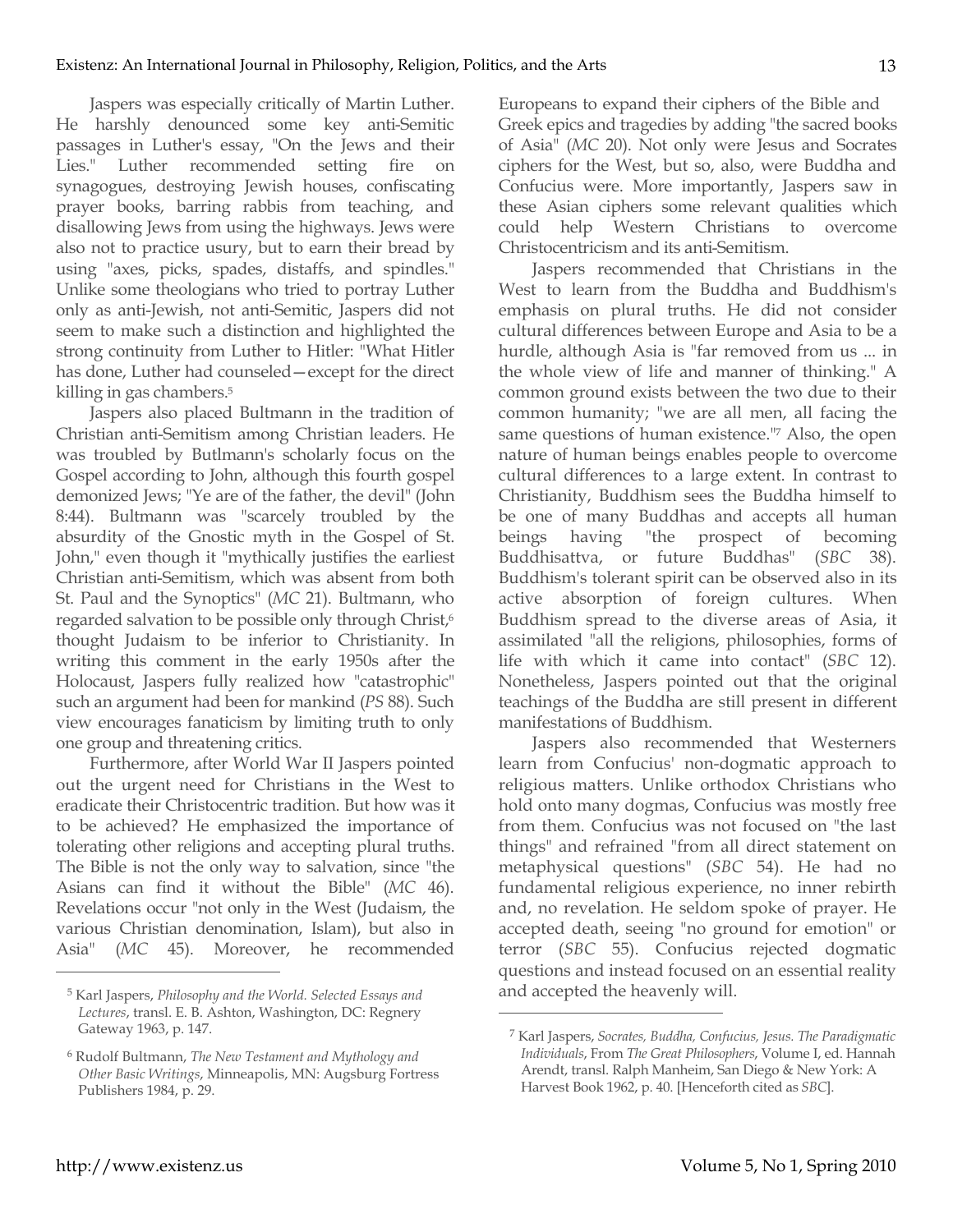Jaspers was especially critically of Martin Luther. He harshly denounced some key anti-Semitic passages in Luther's essay, "On the Jews and their Lies." Luther recommended setting fire on synagogues, destroying Jewish houses, confiscating prayer books, barring rabbis from teaching, and disallowing Jews from using the highways. Jews were also not to practice usury, but to earn their bread by using "axes, picks, spades, distaffs, and spindles." Unlike some theologians who tried to portray Luther only as anti-Jewish, not anti-Semitic, Jaspers did not seem to make such a distinction and highlighted the strong continuity from Luther to Hitler: "What Hitler has done, Luther had counseled—except for the direct killing in gas chambers.[5]

Jaspers also placed Bultmann in the tradition of Christian anti-Semitism among Christian leaders. He was troubled by Butlmann's scholarly focus on the Gospel according to John, although this fourth gospel demonized Jews; "Ye are of the father, the devil" (John 8:44). Bultmann was "scarcely troubled by the absurdity of the Gnostic myth in the Gospel of St. John," even though it "mythically justifies the earliest Christian anti-Semitism, which was absent from both St. Paul and the Synoptics" (*MC* 21). Bultmann, who regarded salvation to be possible only through Christ,[6] thought Judaism to be inferior to Christianity. In writing this comment in the early 1950s after the Holocaust, Jaspers fully realized how "catastrophic" such an argument had been for mankind (*PS* 88). Such view encourages fanaticism by limiting truth to only one group and threatening critics.

Furthermore, after World War II Jaspers pointed out the urgent need for Christians in the West to eradicate their Christocentric tradition. But how was it to be achieved? He emphasized the importance of tolerating other religions and accepting plural truths. The Bible is not the only way to salvation, since "the Asians can find it without the Bible" (*MC* 46). Revelations occur "not only in the West (Judaism, the various Christian denomination, Islam), but also in Asia" (*MC* 45). Moreover, he recommended Europeans to expand their ciphers of the Bible and Greek epics and tragedies by adding "the sacred books of Asia" (*MC* 20). Not only were Jesus and Socrates ciphers for the West, but so, also, were Buddha and Confucius were. More importantly, Jaspers saw in these Asian ciphers some relevant qualities which could help Western Christians to overcome Christocentricism and its anti-Semitism.

Jaspers recommended that Christians in the West to learn from the Buddha and Buddhism's emphasis on plural truths. He did not consider cultural differences between Europe and Asia to be a hurdle, although Asia is "far removed from us ... in the whole view of life and manner of thinking." A common ground exists between the two due to their common humanity; "we are all men, all facing the same questions of human existence."[7] Also, the open nature of human beings enables people to overcome cultural differences to a large extent. In contrast to Christianity, Buddhism sees the Buddha himself to be one of many Buddhas and accepts all human beings having "the prospect of becoming Buddhisattva, or future Buddhas" (*SBC* 38). Buddhism's tolerant spirit can be observed also in its active absorption of foreign cultures. When Buddhism spread to the diverse areas of Asia, it assimilated "all the religions, philosophies, forms of life with which it came into contact" (*SBC* 12). Nonetheless, Jaspers pointed out that the original teachings of the Buddha are still present in different manifestations of Buddhism.

Jaspers also recommended that Westerners learn from Confucius' non-dogmatic approach to religious matters. Unlike orthodox Christians who hold onto many dogmas, Confucius was mostly free from them. Confucius was not focused on "the last things" and refrained "from all direct statement on metaphysical questions" (*SBC* 54). He had no fundamental religious experience, no inner rebirth and, no revelation. He seldom spoke of prayer. He accepted death, seeing "no ground for emotion" or terror (*SBC* 55). Confucius rejected dogmatic questions and instead focused on an essential reality and accepted the heavenly will.

---

[5] Karl Jaspers, *Philosophy and the World. Selected Essays and Lectures*, transl. E. B. Ashton, Washington, DC: Regnery Gateway 1963, p. 147.

[6] Rudolf Bultmann, *The New Testament and Mythology and Other Basic Writings*, Minneapolis, MN: Augsburg Fortress Publishers 1984, p. 29.

[7] Karl Jaspers, *Socrates, Buddha, Confucius, Jesus. The Paradigmatic Individuals*, From *The Great Philosophers*, Volume I, ed. Hannah Arendt, transl. Ralph Manheim, San Diego & New York: A Harvest Book 1962, p. 40. [Henceforth cited as *SBC*].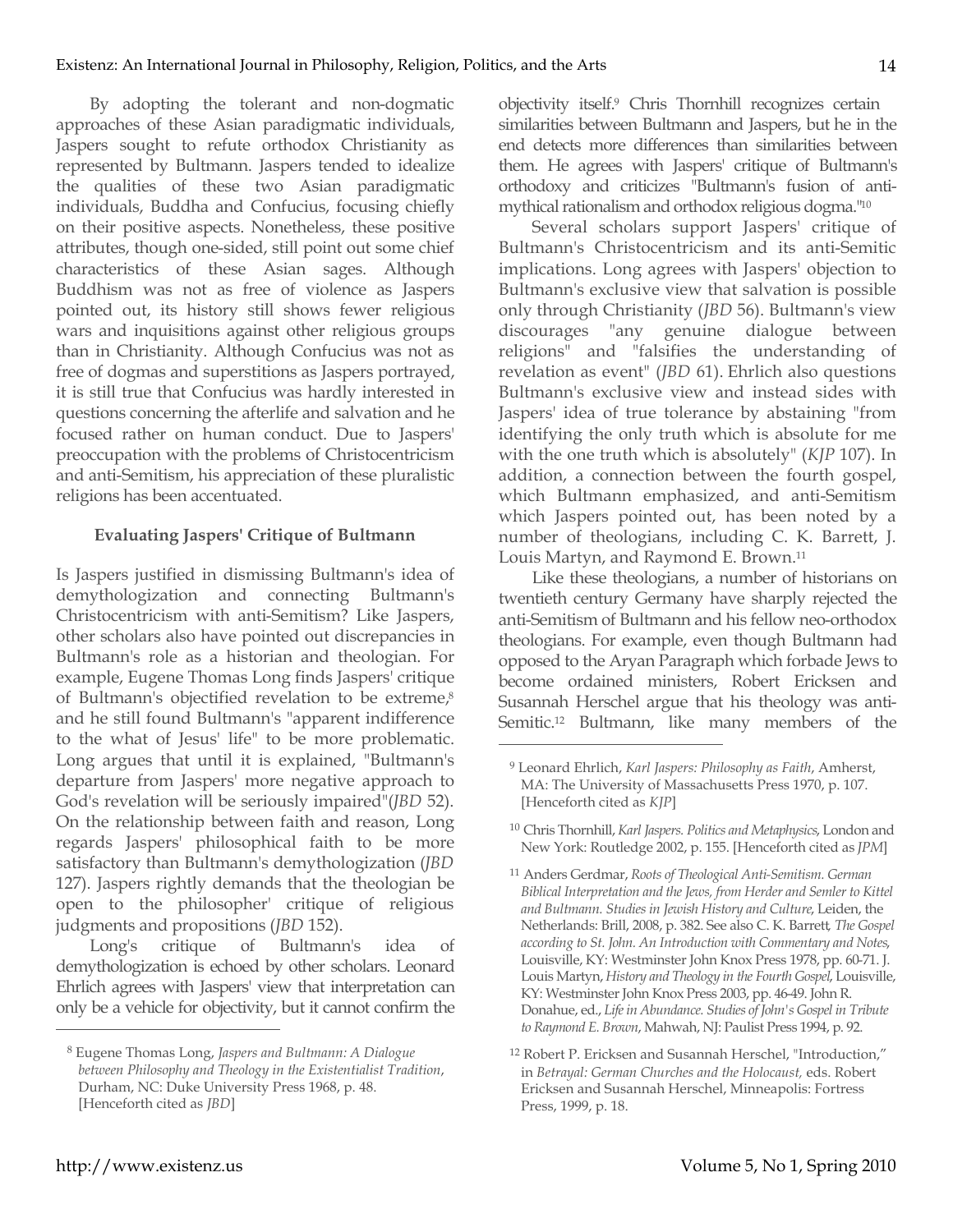By adopting the tolerant and non-dogmatic approaches of these Asian paradigmatic individuals, Jaspers sought to refute orthodox Christianity as represented by Bultmann. Jaspers tended to idealize the qualities of these two Asian paradigmatic individuals, Buddha and Confucius, focusing chiefly on their positive aspects. Nonetheless, these positive attributes, though one-sided, still point out some chief characteristics of these Asian sages. Although Buddhism was not as free of violence as Jaspers pointed out, its history still shows fewer religious wars and inquisitions against other religious groups than in Christianity. Although Confucius was not as free of dogmas and superstitions as Jaspers portrayed, it is still true that Confucius was hardly interested in questions concerning the afterlife and salvation and he focused rather on human conduct. Due to Jaspers' preoccupation with the problems of Christocentricism and anti-Semitism, his appreciation of these pluralistic religions has been accentuated.

## Evaluating Jaspers' Critique of Bultmann

Is Jaspers justified in dismissing Bultmann's idea of demythologization and connecting Bultmann's Christocentricism with anti-Semitism? Like Jaspers, other scholars also have pointed out discrepancies in Bultmann's role as a historian and theologian. For example, Eugene Thomas Long finds Jaspers' critique of Bultmann's objectified revelation to be extreme,[8] and he still found Bultmann's "apparent indifference to the what of Jesus' life" to be more problematic. Long argues that until it is explained, "Bultmann's departure from Jaspers' more negative approach to God's revelation will be seriously impaired"(*JBD* 52). On the relationship between faith and reason, Long regards Jaspers' philosophical faith to be more satisfactory than Bultmann's demythologization (*JBD* 127). Jaspers rightly demands that the theologian be open to the philosopher' critique of religious judgments and propositions (*JBD* 152).

Long's critique of Bultmann's idea of demythologization is echoed by other scholars. Leonard Ehrlich agrees with Jaspers' view that interpretation can only be a vehicle for objectivity, but it cannot confirm the objectivity itself.[9] Chris Thornhill recognizes certain similarities between Bultmann and Jaspers, but he in the end detects more differences than similarities between them. He agrees with Jaspers' critique of Bultmann's orthodoxy and criticizes "Bultmann's fusion of anti-mythical rationalism and orthodox religious dogma."[10]

Several scholars support Jaspers' critique of Bultmann's Christocentricism and its anti-Semitic implications. Long agrees with Jaspers' objection to Bultmann's exclusive view that salvation is possible only through Christianity (*JBD* 56). Bultmann's view discourages "any genuine dialogue between religions" and "falsifies the understanding of revelation as event" (*JBD* 61). Ehrlich also questions Bultmann's exclusive view and instead sides with Jaspers' idea of true tolerance by abstaining "from identifying the only truth which is absolute for me with the one truth which is absolutely" (*KJP* 107). In addition, a connection between the fourth gospel, which Bultmann emphasized, and anti-Semitism which Jaspers pointed out, has been noted by a number of theologians, including C. K. Barrett, J. Louis Martyn, and Raymond E. Brown.[11]

Like these theologians, a number of historians on twentieth century Germany have sharply rejected the anti-Semitism of Bultmann and his fellow neo-orthodox theologians. For example, even though Bultmann had opposed to the Aryan Paragraph which forbade Jews to become ordained ministers, Robert Ericksen and Susannah Herschel argue that his theology was anti-Semitic.[12] Bultmann, like many members of the

---

[8] Eugene Thomas Long, *Jaspers and Bultmann: A Dialogue between Philosophy and Theology in the Existentialist Tradition*, Durham, NC: Duke University Press 1968, p. 48. [Henceforth cited as *JBD*]

[9] Leonard Ehrlich, *Karl Jaspers: Philosophy as Faith*, Amherst, MA: The University of Massachusetts Press 1970, p. 107. [Henceforth cited as *KJP*]

[10] Chris Thornhill, *Karl Jaspers. Politics and Metaphysics*, London and New York: Routledge 2002, p. 155. [Henceforth cited as *JPM*]

[11] Anders Gerdmar, *Roots of Theological Anti-Semitism. German Biblical Interpretation and the Jews, from Herder and Semler to Kittel and Bultmann. Studies in Jewish History and Culture*, Leiden, the Netherlands: Brill, 2008, p. 382. See also C. K. Barrett, *The Gospel according to St. John. An Introduction with Commentary and Notes*, Louisville, KY: Westminster John Knox Press 1978, pp. 60-71. J. Louis Martyn, *History and Theology in the Fourth Gospel*, Louisville, KY: Westminster John Knox Press 2003, pp. 46-49. John R. Donahue, ed., *Life in Abundance. Studies of John's Gospel in Tribute to Raymond E. Brown*, Mahwah, NJ: Paulist Press 1994, p. 92.

[12] Robert P. Ericksen and Susannah Herschel, "Introduction," in *Betrayal: German Churches and the Holocaust,* eds. Robert Ericksen and Susannah Herschel, Minneapolis: Fortress Press, 1999, p. 18.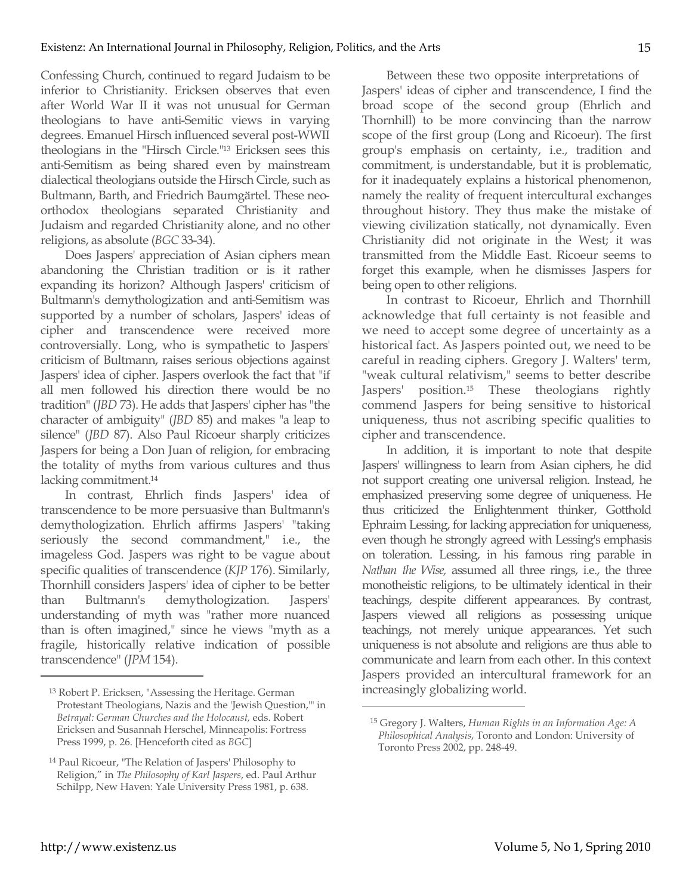Confessing Church, continued to regard Judaism to be inferior to Christianity. Ericksen observes that even after World War II it was not unusual for German theologians to have anti-Semitic views in varying degrees. Emanuel Hirsch influenced several post-WWII theologians in the "Hirsch Circle."[13] Ericksen sees this anti-Semitism as being shared even by mainstream dialectical theologians outside the Hirsch Circle, such as Bultmann, Barth, and Friedrich Baumgärtel. These neo-orthodox theologians separated Christianity and Judaism and regarded Christianity alone, and no other religions, as absolute (*BGC* 33-34).

Does Jaspers' appreciation of Asian ciphers mean abandoning the Christian tradition or is it rather expanding its horizon? Although Jaspers' criticism of Bultmann's demythologization and anti-Semitism was supported by a number of scholars, Jaspers' ideas of cipher and transcendence were received more controversially. Long, who is sympathetic to Jaspers' criticism of Bultmann, raises serious objections against Jaspers' idea of cipher. Jaspers overlook the fact that "if all men followed his direction there would be no tradition" (*JBD* 73). He adds that Jaspers' cipher has "the character of ambiguity" (*JBD* 85) and makes "a leap to silence" (*JBD* 87). Also Paul Ricoeur sharply criticizes Jaspers for being a Don Juan of religion, for embracing the totality of myths from various cultures and thus lacking commitment.[14]

In contrast, Ehrlich finds Jaspers' idea of transcendence to be more persuasive than Bultmann's demythologization. Ehrlich affirms Jaspers' "taking seriously the second commandment," i.e., the imageless God. Jaspers was right to be vague about specific qualities of transcendence (*KJP* 176). Similarly, Thornhill considers Jaspers' idea of cipher to be better than Bultmann's demythologization. Jaspers' understanding of myth was "rather more nuanced than is often imagined," since he views "myth as a fragile, historically relative indication of possible transcendence" (*JPM* 154).

Between these two opposite interpretations of Jaspers' ideas of cipher and transcendence, I find the broad scope of the second group (Ehrlich and Thornhill) to be more convincing than the narrow scope of the first group (Long and Ricoeur). The first group's emphasis on certainty, i.e., tradition and commitment, is understandable, but it is problematic, for it inadequately explains a historical phenomenon, namely the reality of frequent intercultural exchanges throughout history. They thus make the mistake of viewing civilization statically, not dynamically. Even Christianity did not originate in the West; it was transmitted from the Middle East. Ricoeur seems to forget this example, when he dismisses Jaspers for being open to other religions.

In contrast to Ricoeur, Ehrlich and Thornhill acknowledge that full certainty is not feasible and we need to accept some degree of uncertainty as a historical fact. As Jaspers pointed out, we need to be careful in reading ciphers. Gregory J. Walters' term, "weak cultural relativism," seems to better describe Jaspers' position.[15] These theologians rightly commend Jaspers for being sensitive to historical uniqueness, thus not ascribing specific qualities to cipher and transcendence.

In addition, it is important to note that despite Jaspers' willingness to learn from Asian ciphers, he did not support creating one universal religion. Instead, he emphasized preserving some degree of uniqueness. He thus criticized the Enlightenment thinker, Gotthold Ephraim Lessing, for lacking appreciation for uniqueness, even though he strongly agreed with Lessing's emphasis on toleration. Lessing, in his famous ring parable in *Nathan the Wise,* assumed all three rings, i.e., the three monotheistic religions, to be ultimately identical in their teachings, despite different appearances. By contrast, Jaspers viewed all religions as possessing unique teachings, not merely unique appearances. Yet such uniqueness is not absolute and religions are thus able to communicate and learn from each other. In this context Jaspers provided an intercultural framework for an increasingly globalizing world.

---

[13] Robert P. Ericksen, "Assessing the Heritage. German Protestant Theologians, Nazis and the 'Jewish Question,'" in *Betrayal: German Churches and the Holocaust,* eds. Robert Ericksen and Susannah Herschel, Minneapolis: Fortress Press 1999, p. 26. [Henceforth cited as *BGC*]

[14] Paul Ricoeur, "The Relation of Jaspers' Philosophy to Religion," in *The Philosophy of Karl Jaspers*, ed. Paul Arthur Schilpp, New Haven: Yale University Press 1981, p. 638.

[15] Gregory J. Walters, *Human Rights in an Information Age: A Philosophical Analysis*, Toronto and London: University of Toronto Press 2002, pp. 248-49.